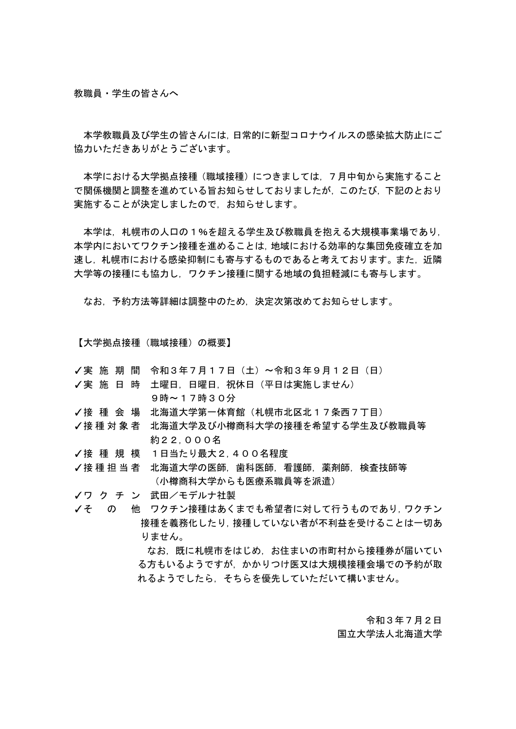教職員・学生の皆さんへ

本学教職員及び学生の皆さんには，日常的に新型コロナウイルスの感染拡大防止にご協力いただきありがとうございます。

本学における大学拠点接種（職域接種）につきましては，７月中旬から実施することで関係機関と調整を進めている旨お知らせしておりましたが，このたび，下記のとおり実施することが決定しましたので，お知らせします。

本学は，札幌市の人口の１%を超える学生及び教職員を抱える大規模事業場であり，本学内においてワクチン接種を進めることは，地域における効率的な集団免疫確立を加速し，札幌市における感染抑制にも寄与するものであると考えております。また，近隣大学等の接種にも協力し，ワクチン接種に関する地域の負担軽減にも寄与します。

なお，予約方法等詳細は調整中のため，決定次第改めてお知らせします。

【大学拠点接種（職域接種）の概要】

✓実 施 期 間　令和３年７月１７日（土）～令和３年９月１２日（日）
✓実 施 日 時　土曜日，日曜日，祝休日（平日は実施しません）
　　　　　　　９時～１７時３０分
✓接 種 会 場　北海道大学第一体育館（札幌市北区北１７条西７丁目）
✓接 種 対 象 者　北海道大学及び小樽商科大学の接種を希望する学生及び教職員等
　　　　　　　約２２，０００名
✓接 種 規 模　１日当たり最大２，４００名程度
✓接 種 担 当 者　北海道大学の医師，歯科医師，看護師，薬剤師，検査技師等
　　　　　　　（小樽商科大学からも医療系職員等を派遣）
✓ワ ク チ ン　武田／モデルナ社製
✓そ　の　他　ワクチン接種はあくまでも希望者に対して行うものであり，ワクチン接種を義務化したり，接種していない者が不利益を受けることは一切ありません。
　　なお，既に札幌市をはじめ，お住まいの市町村から接種券が届いている方もいるようですが，かかりつけ医又は大規模接種会場での予約が取れるようでしたら，そちらを優先していただいて構いません。

令和３年７月２日
国立大学法人北海道大学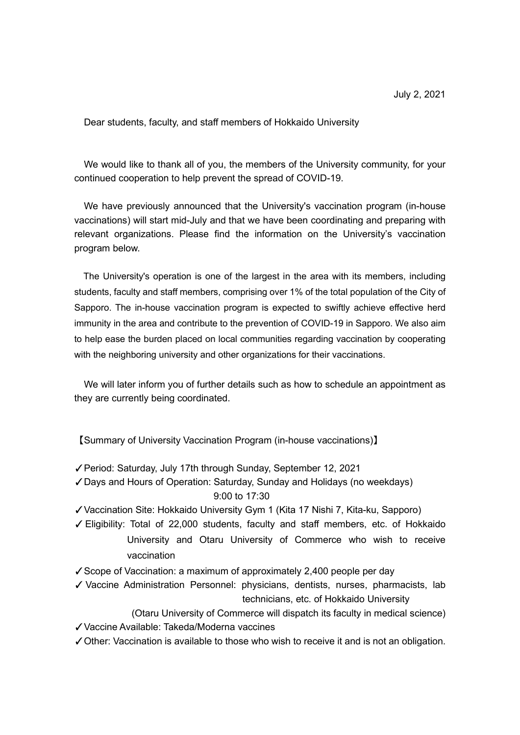July 2, 2021

Dear students, faculty, and staff members of Hokkaido University

We would like to thank all of you, the members of the University community, for your continued cooperation to help prevent the spread of COVID-19.

We have previously announced that the University's vaccination program (in-house vaccinations) will start mid-July and that we have been coordinating and preparing with relevant organizations. Please find the information on the University's vaccination program below.

The University's operation is one of the largest in the area with its members, including students, faculty and staff members, comprising over 1% of the total population of the City of Sapporo. The in-house vaccination program is expected to swiftly achieve effective herd immunity in the area and contribute to the prevention of COVID-19 in Sapporo. We also aim to help ease the burden placed on local communities regarding vaccination by cooperating with the neighboring university and other organizations for their vaccinations.

We will later inform you of further details such as how to schedule an appointment as they are currently being coordinated.

【Summary of University Vaccination Program (in-house vaccinations)】

✓Period: Saturday, July 17th through Sunday, September 12, 2021
✓Days and Hours of Operation: Saturday, Sunday and Holidays (no weekdays) 9:00 to 17:30
✓Vaccination Site: Hokkaido University Gym 1 (Kita 17 Nishi 7, Kita-ku, Sapporo)
✓Eligibility: Total of 22,000 students, faculty and staff members, etc. of Hokkaido University and Otaru University of Commerce who wish to receive vaccination
✓Scope of Vaccination: a maximum of approximately 2,400 people per day
✓Vaccine Administration Personnel: physicians, dentists, nurses, pharmacists, lab technicians, etc. of Hokkaido University (Otaru University of Commerce will dispatch its faculty in medical science)
✓Vaccine Available: Takeda/Moderna vaccines
✓Other: Vaccination is available to those who wish to receive it and is not an obligation.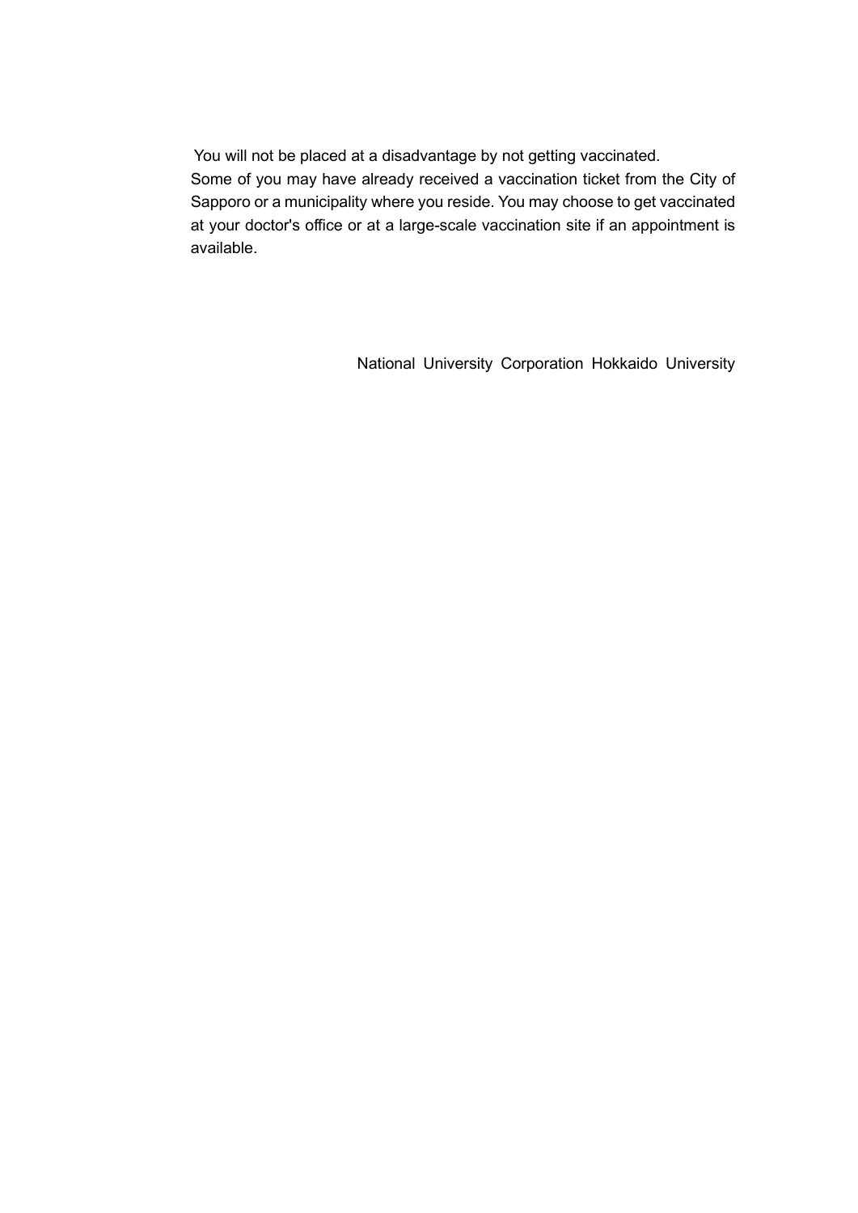You will not be placed at a disadvantage by not getting vaccinated.
Some of you may have already received a vaccination ticket from the City of Sapporo or a municipality where you reside. You may choose to get vaccinated at your doctor's office or at a large-scale vaccination site if an appointment is available.

National University Corporation Hokkaido University